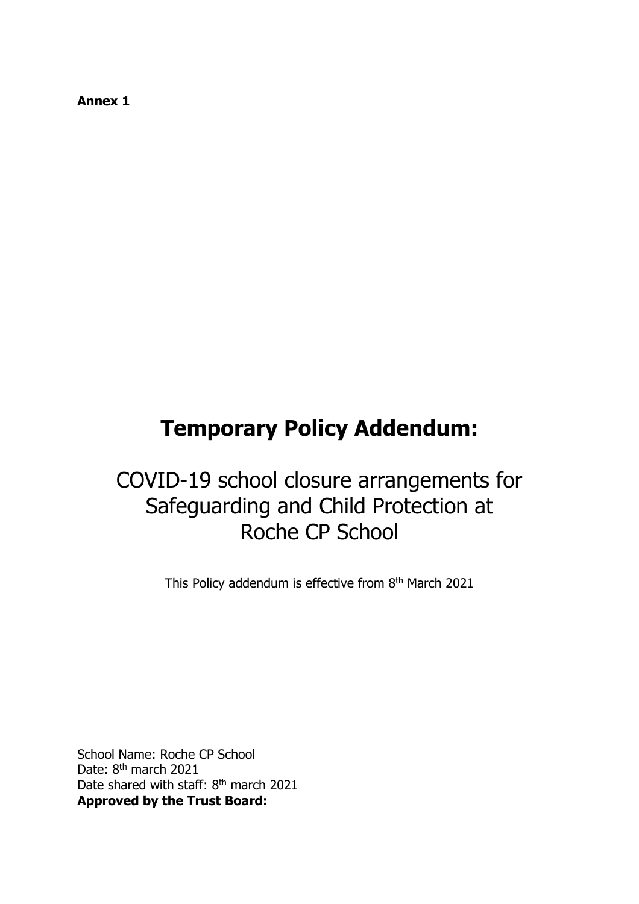**Annex 1**

# Temporary Policy Addendum:

## COVID-19 school closure arrangements for Safeguarding and Child Protection at Roche CP School

This Policy addendum is effective from 8th March 2021

School Name: Roche CP School
Date: 8th march 2021
Date shared with staff: 8th march 2021
**Approved by the Trust Board:**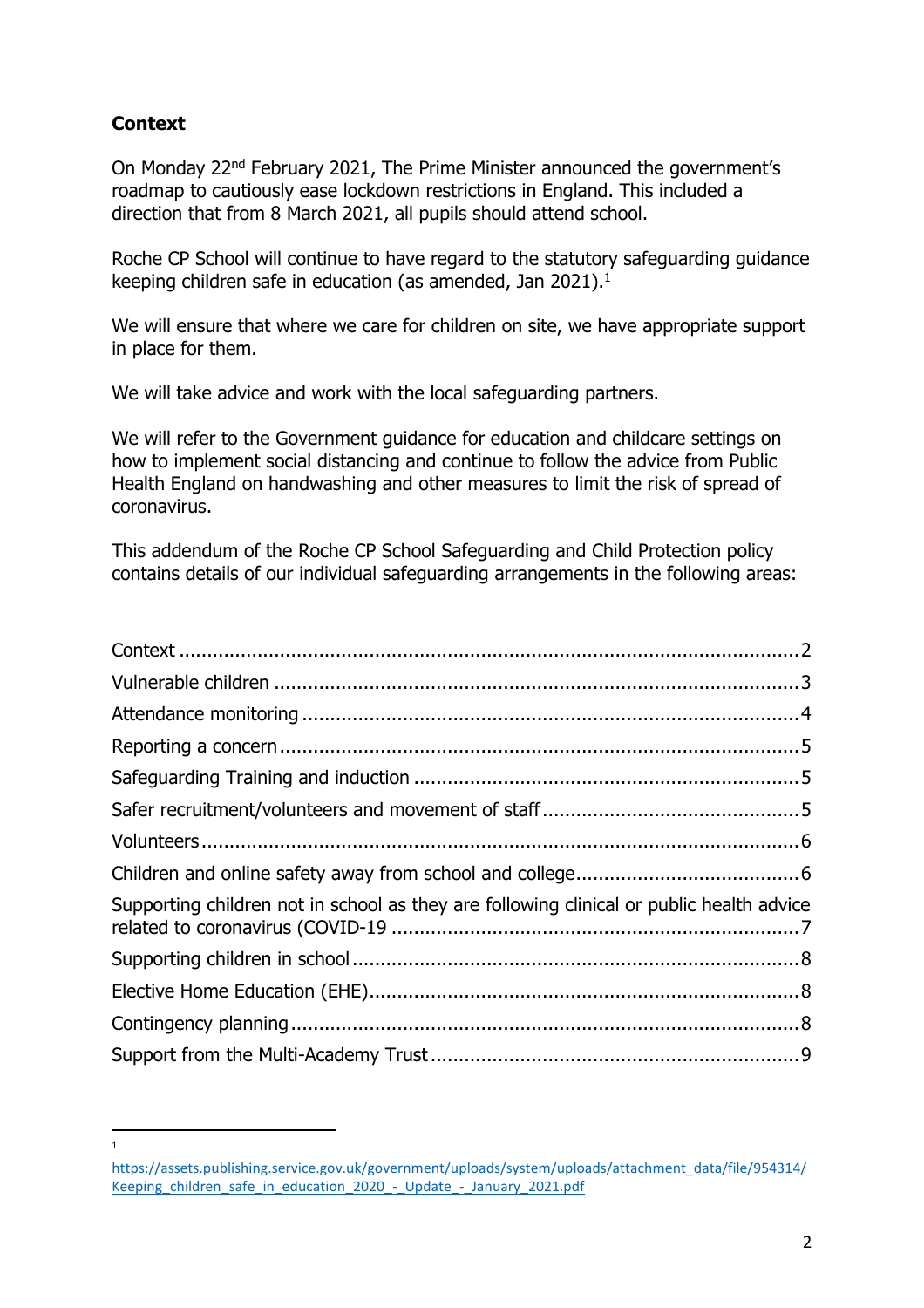## Context

On Monday 22nd February 2021, The Prime Minister announced the government's roadmap to cautiously ease lockdown restrictions in England. This included a direction that from 8 March 2021, all pupils should attend school.

Roche CP School will continue to have regard to the statutory safeguarding guidance keeping children safe in education (as amended, Jan 2021).[1]

We will ensure that where we care for children on site, we have appropriate support in place for them.

We will take advice and work with the local safeguarding partners.

We will refer to the Government guidance for education and childcare settings on how to implement social distancing and continue to follow the advice from Public Health England on handwashing and other measures to limit the risk of spread of coronavirus.

This addendum of the Roche CP School Safeguarding and Child Protection policy contains details of our individual safeguarding arrangements in the following areas:

- Context ... 2
- Vulnerable children ... 3
- Attendance monitoring ... 4
- Reporting a concern ... 5
- Safeguarding Training and induction ... 5
- Safer recruitment/volunteers and movement of staff ... 5
- Volunteers ... 6
- Children and online safety away from school and college ... 6
- Supporting children not in school as they are following clinical or public health advice related to coronavirus (COVID-19 ... 7
- Supporting children in school ... 8
- Elective Home Education (EHE) ... 8
- Contingency planning ... 8
- Support from the Multi-Academy Trust ... 9

---

[1] https://assets.publishing.service.gov.uk/government/uploads/system/uploads/attachment_data/file/954314/Keeping_children_safe_in_education_2020_-_Update_-_January_2021.pdf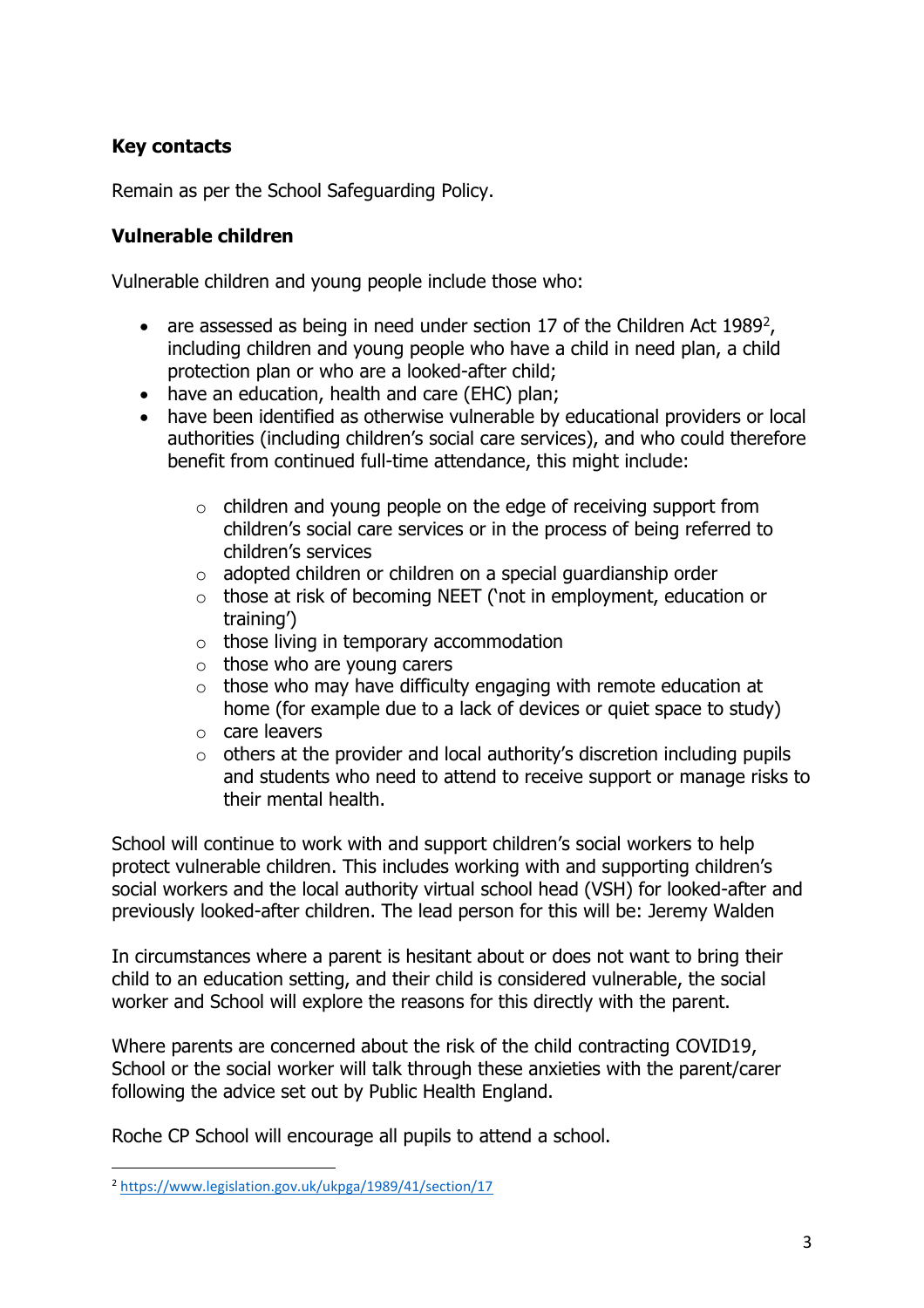## Key contacts

Remain as per the School Safeguarding Policy.

## Vulnerable children

Vulnerable children and young people include those who:

- are assessed as being in need under section 17 of the Children Act 1989[2], including children and young people who have a child in need plan, a child protection plan or who are a looked-after child;
- have an education, health and care (EHC) plan;
- have been identified as otherwise vulnerable by educational providers or local authorities (including children's social care services), and who could therefore benefit from continued full-time attendance, this might include:
    - children and young people on the edge of receiving support from children's social care services or in the process of being referred to children's services
    - adopted children or children on a special guardianship order
    - those at risk of becoming NEET ('not in employment, education or training')
    - those living in temporary accommodation
    - those who are young carers
    - those who may have difficulty engaging with remote education at home (for example due to a lack of devices or quiet space to study)
    - care leavers
    - others at the provider and local authority's discretion including pupils and students who need to attend to receive support or manage risks to their mental health.

School will continue to work with and support children's social workers to help protect vulnerable children. This includes working with and supporting children's social workers and the local authority virtual school head (VSH) for looked-after and previously looked-after children. The lead person for this will be: Jeremy Walden

In circumstances where a parent is hesitant about or does not want to bring their child to an education setting, and their child is considered vulnerable, the social worker and School will explore the reasons for this directly with the parent.

Where parents are concerned about the risk of the child contracting COVID19, School or the social worker will talk through these anxieties with the parent/carer following the advice set out by Public Health England.

Roche CP School will encourage all pupils to attend a school.

---

[2] https://www.legislation.gov.uk/ukpga/1989/41/section/17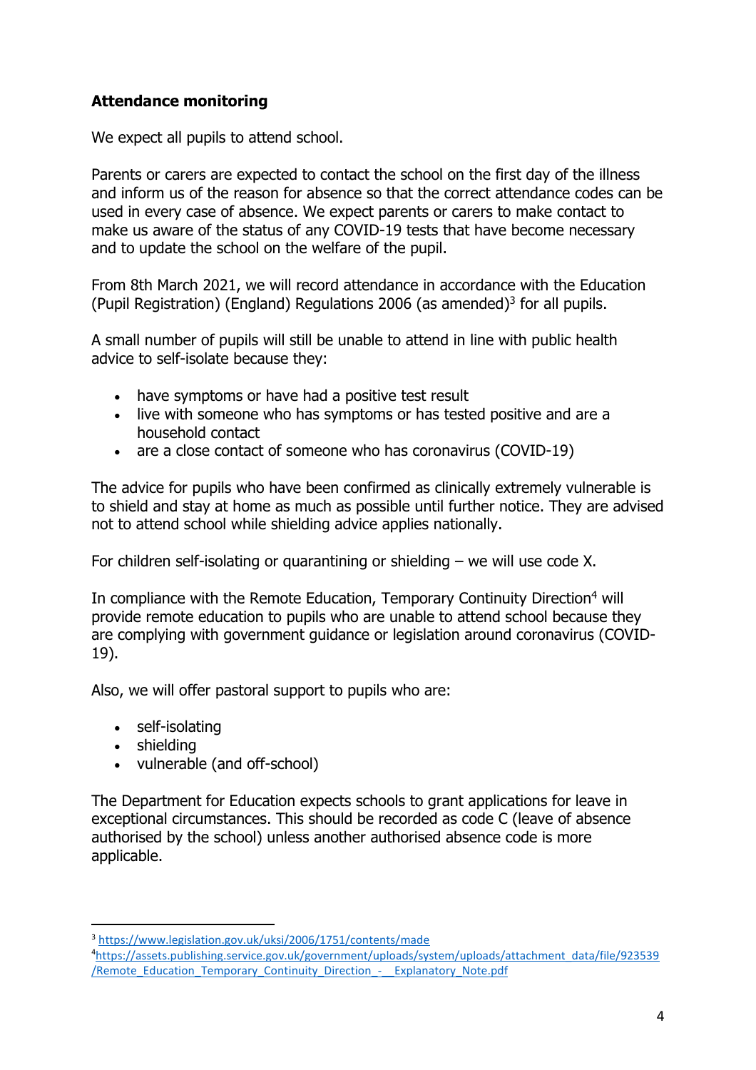**Attendance monitoring**

We expect all pupils to attend school.

Parents or carers are expected to contact the school on the first day of the illness and inform us of the reason for absence so that the correct attendance codes can be used in every case of absence. We expect parents or carers to make contact to make us aware of the status of any COVID-19 tests that have become necessary and to update the school on the welfare of the pupil.

From 8th March 2021, we will record attendance in accordance with the Education (Pupil Registration) (England) Regulations 2006 (as amended)[3] for all pupils.

A small number of pupils will still be unable to attend in line with public health advice to self-isolate because they:

- have symptoms or have had a positive test result
- live with someone who has symptoms or has tested positive and are a household contact
- are a close contact of someone who has coronavirus (COVID-19)

The advice for pupils who have been confirmed as clinically extremely vulnerable is to shield and stay at home as much as possible until further notice. They are advised not to attend school while shielding advice applies nationally.

For children self-isolating or quarantining or shielding – we will use code X.

In compliance with the Remote Education, Temporary Continuity Direction[4] will provide remote education to pupils who are unable to attend school because they are complying with government guidance or legislation around coronavirus (COVID-19).

Also, we will offer pastoral support to pupils who are:

- self-isolating
- shielding
- vulnerable (and off-school)

The Department for Education expects schools to grant applications for leave in exceptional circumstances. This should be recorded as code C (leave of absence authorised by the school) unless another authorised absence code is more applicable.

---

[3] https://www.legislation.gov.uk/uksi/2006/1751/contents/made

[4] https://assets.publishing.service.gov.uk/government/uploads/system/uploads/attachment_data/file/923539/Remote_Education_Temporary_Continuity_Direction_-__Explanatory_Note.pdf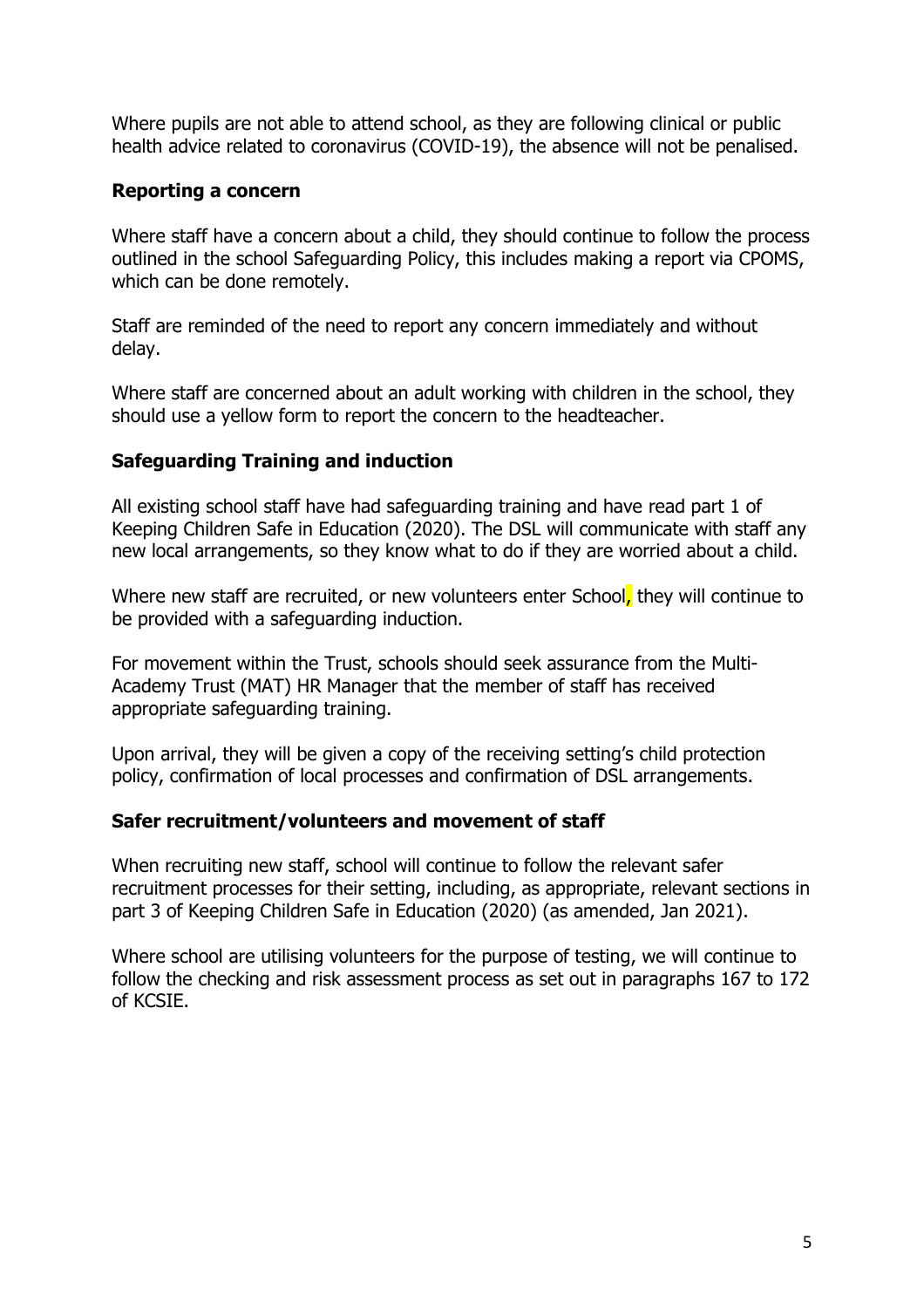Where pupils are not able to attend school, as they are following clinical or public health advice related to coronavirus (COVID-19), the absence will not be penalised.

### Reporting a concern

Where staff have a concern about a child, they should continue to follow the process outlined in the school Safeguarding Policy, this includes making a report via CPOMS, which can be done remotely.

Staff are reminded of the need to report any concern immediately and without delay.

Where staff are concerned about an adult working with children in the school, they should use a yellow form to report the concern to the headteacher.

### Safeguarding Training and induction

All existing school staff have had safeguarding training and have read part 1 of Keeping Children Safe in Education (2020). The DSL will communicate with staff any new local arrangements, so they know what to do if they are worried about a child.

Where new staff are recruited, or new volunteers enter School, they will continue to be provided with a safeguarding induction.

For movement within the Trust, schools should seek assurance from the Multi-Academy Trust (MAT) HR Manager that the member of staff has received appropriate safeguarding training.

Upon arrival, they will be given a copy of the receiving setting's child protection policy, confirmation of local processes and confirmation of DSL arrangements.

### Safer recruitment/volunteers and movement of staff

When recruiting new staff, school will continue to follow the relevant safer recruitment processes for their setting, including, as appropriate, relevant sections in part 3 of Keeping Children Safe in Education (2020) (as amended, Jan 2021).

Where school are utilising volunteers for the purpose of testing, we will continue to follow the checking and risk assessment process as set out in paragraphs 167 to 172 of KCSIE.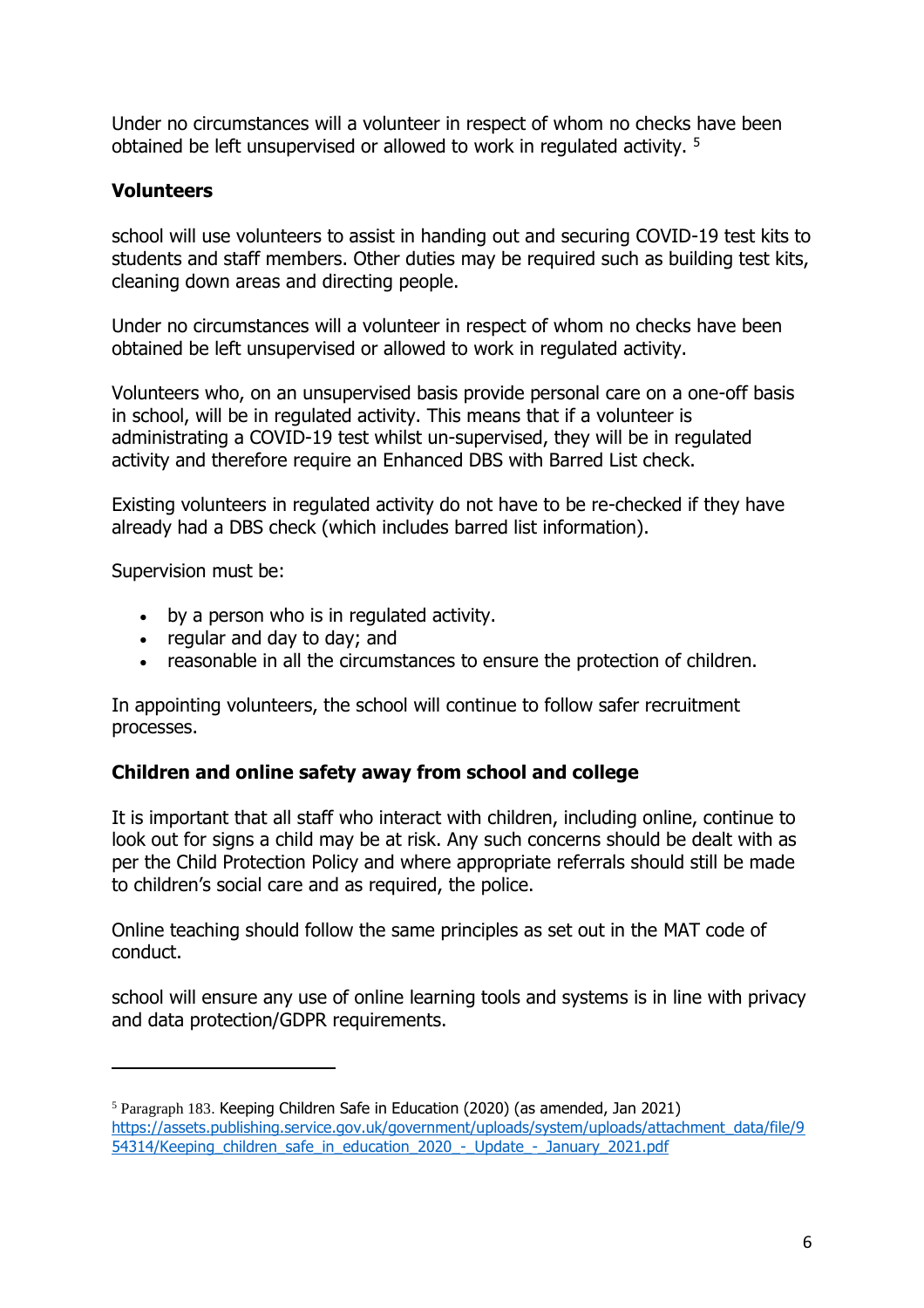Under no circumstances will a volunteer in respect of whom no checks have been obtained be left unsupervised or allowed to work in regulated activity. [5]

**Volunteers**

school will use volunteers to assist in handing out and securing COVID-19 test kits to students and staff members. Other duties may be required such as building test kits, cleaning down areas and directing people.

Under no circumstances will a volunteer in respect of whom no checks have been obtained be left unsupervised or allowed to work in regulated activity.

Volunteers who, on an unsupervised basis provide personal care on a one-off basis in school, will be in regulated activity. This means that if a volunteer is administrating a COVID-19 test whilst un-supervised, they will be in regulated activity and therefore require an Enhanced DBS with Barred List check.

Existing volunteers in regulated activity do not have to be re-checked if they have already had a DBS check (which includes barred list information).

Supervision must be:

- by a person who is in regulated activity.
- regular and day to day; and
- reasonable in all the circumstances to ensure the protection of children.

In appointing volunteers, the school will continue to follow safer recruitment processes.

**Children and online safety away from school and college**

It is important that all staff who interact with children, including online, continue to look out for signs a child may be at risk. Any such concerns should be dealt with as per the Child Protection Policy and where appropriate referrals should still be made to children's social care and as required, the police.

Online teaching should follow the same principles as set out in the MAT code of conduct.

school will ensure any use of online learning tools and systems is in line with privacy and data protection/GDPR requirements.

---

[5] Paragraph 183. Keeping Children Safe in Education (2020) (as amended, Jan 2021) https://assets.publishing.service.gov.uk/government/uploads/system/uploads/attachment_data/file/954314/Keeping_children_safe_in_education_2020_-_Update_-_January_2021.pdf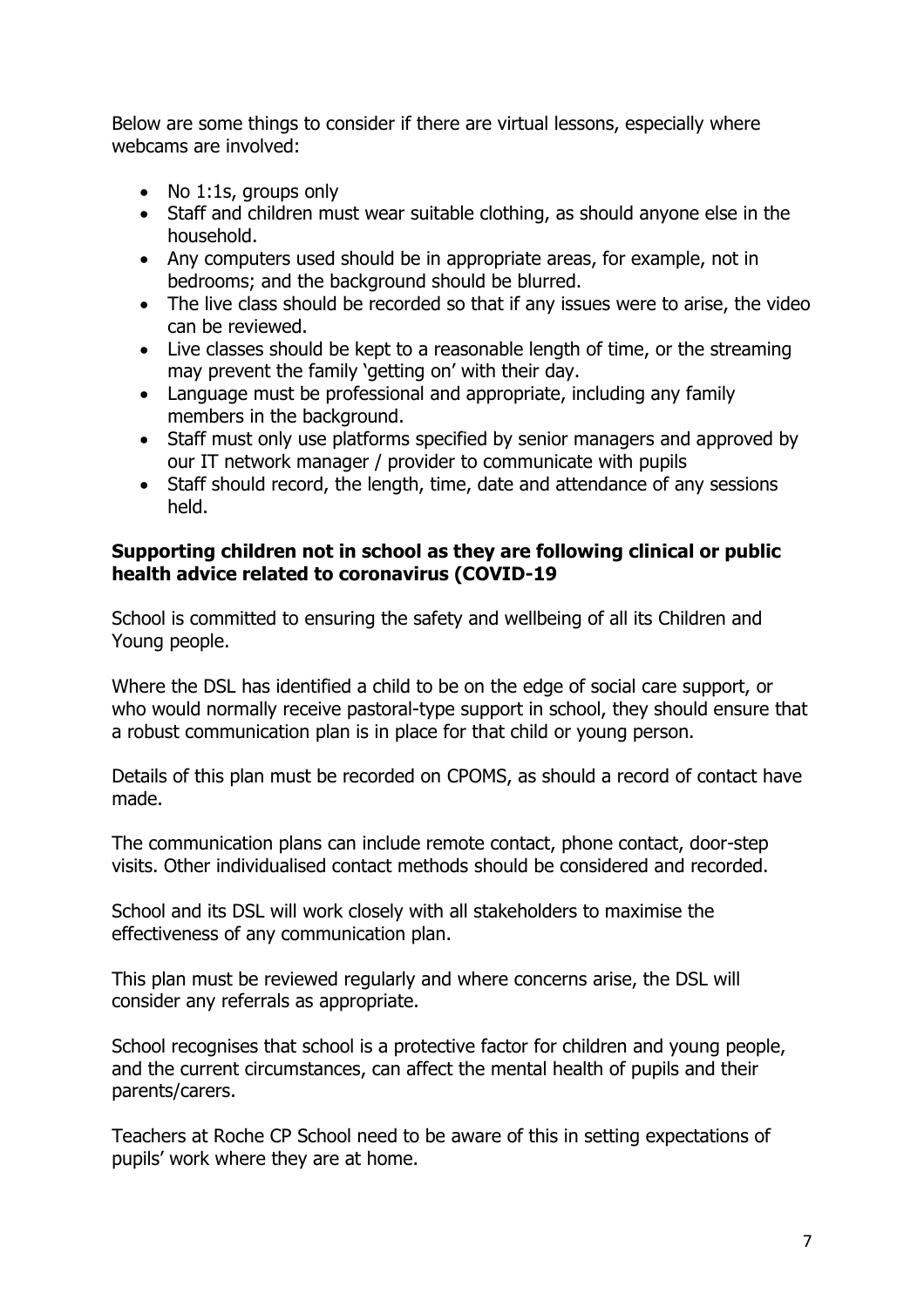Below are some things to consider if there are virtual lessons, especially where webcams are involved:

- No 1:1s, groups only
- Staff and children must wear suitable clothing, as should anyone else in the household.
- Any computers used should be in appropriate areas, for example, not in bedrooms; and the background should be blurred.
- The live class should be recorded so that if any issues were to arise, the video can be reviewed.
- Live classes should be kept to a reasonable length of time, or the streaming may prevent the family 'getting on' with their day.
- Language must be professional and appropriate, including any family members in the background.
- Staff must only use platforms specified by senior managers and approved by our IT network manager / provider to communicate with pupils
- Staff should record, the length, time, date and attendance of any sessions held.

**Supporting children not in school as they are following clinical or public health advice related to coronavirus (COVID-19**

School is committed to ensuring the safety and wellbeing of all its Children and Young people.

Where the DSL has identified a child to be on the edge of social care support, or who would normally receive pastoral-type support in school, they should ensure that a robust communication plan is in place for that child or young person.

Details of this plan must be recorded on CPOMS, as should a record of contact have made.

The communication plans can include remote contact, phone contact, door-step visits. Other individualised contact methods should be considered and recorded.

School and its DSL will work closely with all stakeholders to maximise the effectiveness of any communication plan.

This plan must be reviewed regularly and where concerns arise, the DSL will consider any referrals as appropriate.

School recognises that school is a protective factor for children and young people, and the current circumstances, can affect the mental health of pupils and their parents/carers.

Teachers at Roche CP School need to be aware of this in setting expectations of pupils' work where they are at home.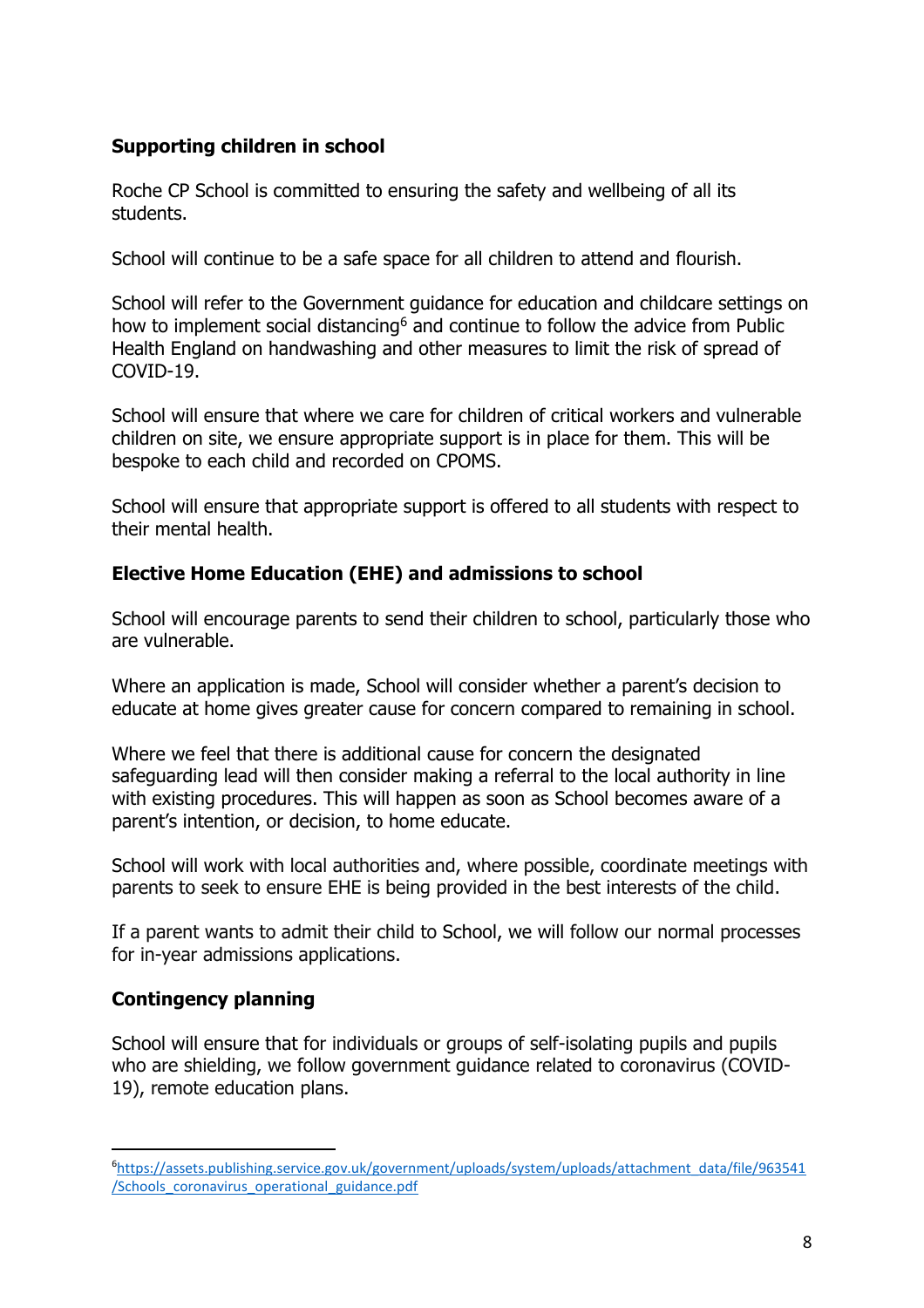**Supporting children in school**

Roche CP School is committed to ensuring the safety and wellbeing of all its students.

School will continue to be a safe space for all children to attend and flourish.

School will refer to the Government guidance for education and childcare settings on how to implement social distancing[6] and continue to follow the advice from Public Health England on handwashing and other measures to limit the risk of spread of COVID-19.

School will ensure that where we care for children of critical workers and vulnerable children on site, we ensure appropriate support is in place for them. This will be bespoke to each child and recorded on CPOMS.

School will ensure that appropriate support is offered to all students with respect to their mental health.

**Elective Home Education (EHE) and admissions to school**

School will encourage parents to send their children to school, particularly those who are vulnerable.

Where an application is made, School will consider whether a parent's decision to educate at home gives greater cause for concern compared to remaining in school.

Where we feel that there is additional cause for concern the designated safeguarding lead will then consider making a referral to the local authority in line with existing procedures. This will happen as soon as School becomes aware of a parent's intention, or decision, to home educate.

School will work with local authorities and, where possible, coordinate meetings with parents to seek to ensure EHE is being provided in the best interests of the child.

If a parent wants to admit their child to School, we will follow our normal processes for in-year admissions applications.

**Contingency planning**

School will ensure that for individuals or groups of self-isolating pupils and pupils who are shielding, we follow government guidance related to coronavirus (COVID-19), remote education plans.

---

[6] https://assets.publishing.service.gov.uk/government/uploads/system/uploads/attachment_data/file/963541/Schools_coronavirus_operational_guidance.pdf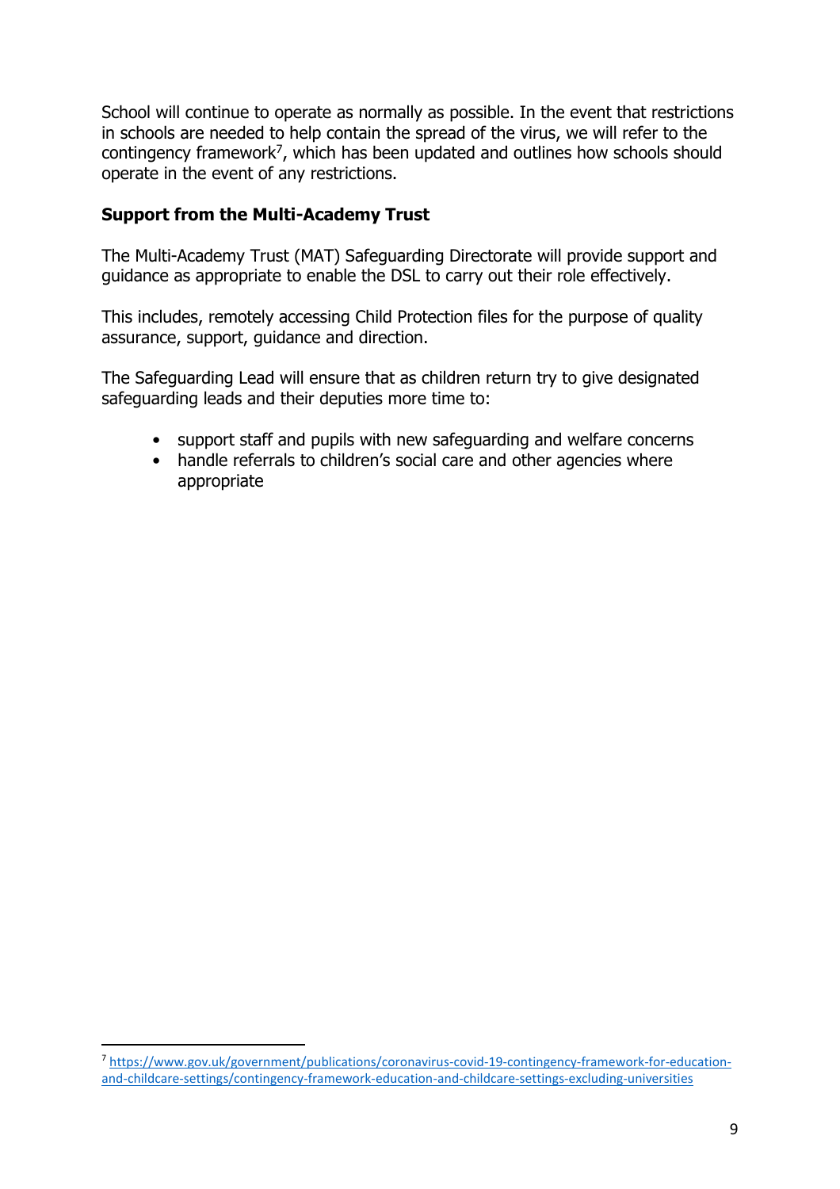School will continue to operate as normally as possible. In the event that restrictions in schools are needed to help contain the spread of the virus, we will refer to the contingency framework[7], which has been updated and outlines how schools should operate in the event of any restrictions.

**Support from the Multi-Academy Trust**

The Multi-Academy Trust (MAT) Safeguarding Directorate will provide support and guidance as appropriate to enable the DSL to carry out their role effectively.

This includes, remotely accessing Child Protection files for the purpose of quality assurance, support, guidance and direction.

The Safeguarding Lead will ensure that as children return try to give designated safeguarding leads and their deputies more time to:

- support staff and pupils with new safeguarding and welfare concerns
- handle referrals to children's social care and other agencies where appropriate

[7] https://www.gov.uk/government/publications/coronavirus-covid-19-contingency-framework-for-education-and-childcare-settings/contingency-framework-education-and-childcare-settings-excluding-universities